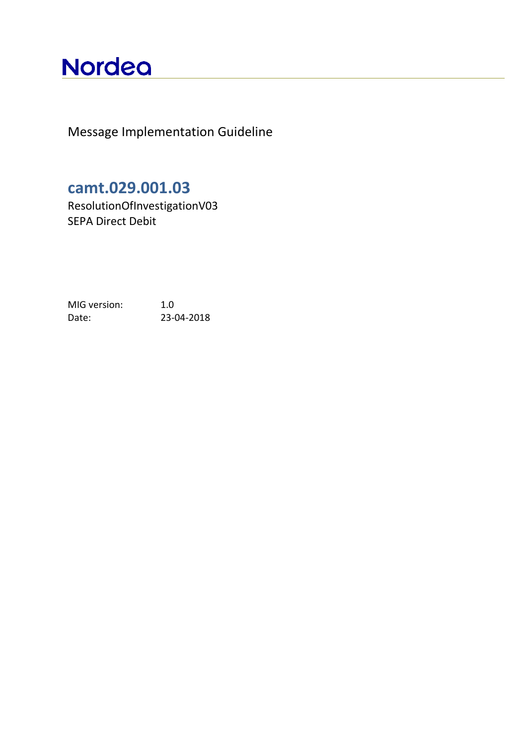Nordea

Message Implementation Guideline

# camt.029.001.03

ResolutionOfInvestigationV03
SEPA Direct Debit

MIG version: 1.0
Date: 23-04-2018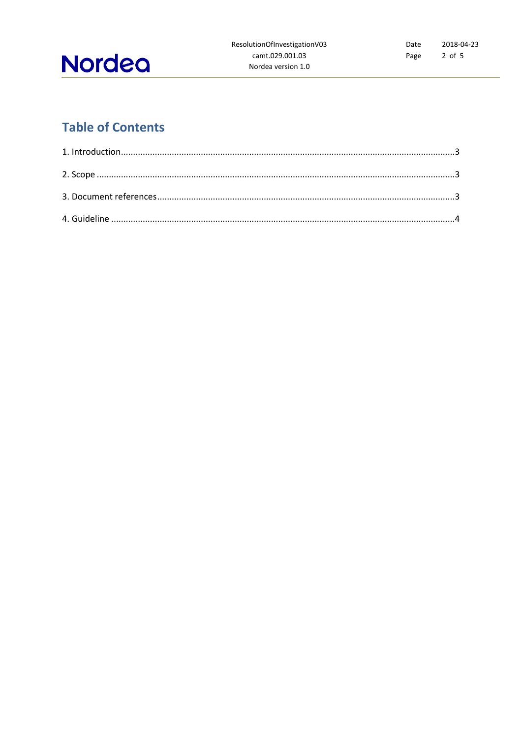## Table of Contents

1. Introduction.......................................................................................................................................3

2. Scope ................................................................................................................................................3

3. Document references.........................................................................................................................3

4. Guideline ...........................................................................................................................................4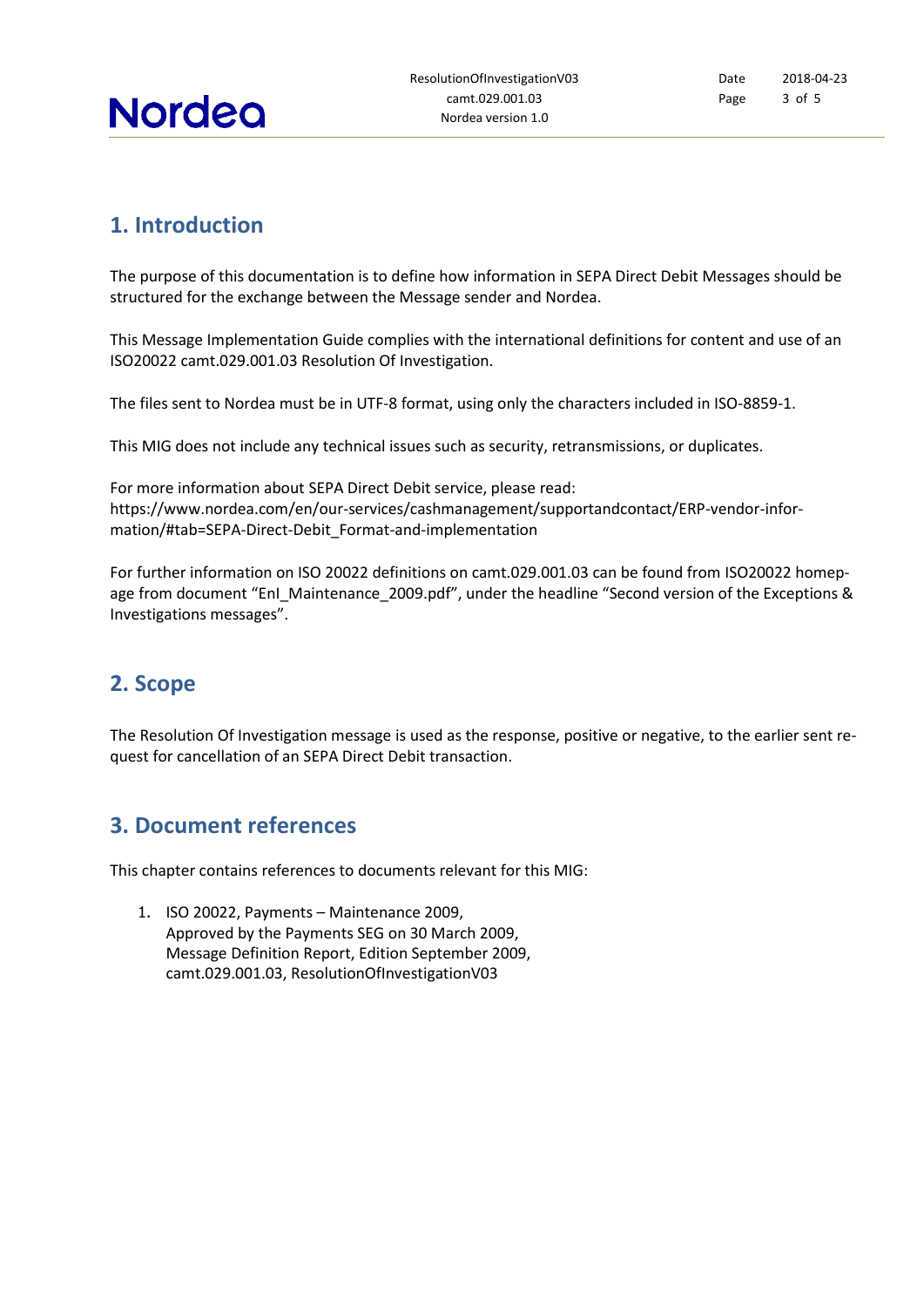## 1. Introduction

The purpose of this documentation is to define how information in SEPA Direct Debit Messages should be structured for the exchange between the Message sender and Nordea.

This Message Implementation Guide complies with the international definitions for content and use of an ISO20022 camt.029.001.03 Resolution Of Investigation.

The files sent to Nordea must be in UTF-8 format, using only the characters included in ISO-8859-1.

This MIG does not include any technical issues such as security, retransmissions, or duplicates.

For more information about SEPA Direct Debit service, please read:
https://www.nordea.com/en/our-services/cashmanagement/supportandcontact/ERP-vendor-information/#tab=SEPA-Direct-Debit_Format-and-implementation

For further information on ISO 20022 definitions on camt.029.001.03 can be found from ISO20022 homepage from document "EnI_Maintenance_2009.pdf", under the headline "Second version of the Exceptions & Investigations messages".

## 2. Scope

The Resolution Of Investigation message is used as the response, positive or negative, to the earlier sent request for cancellation of an SEPA Direct Debit transaction.

## 3. Document references

This chapter contains references to documents relevant for this MIG:

1. ISO 20022, Payments – Maintenance 2009,
   Approved by the Payments SEG on 30 March 2009,
   Message Definition Report, Edition September 2009,
   camt.029.001.03, ResolutionOfInvestigationV03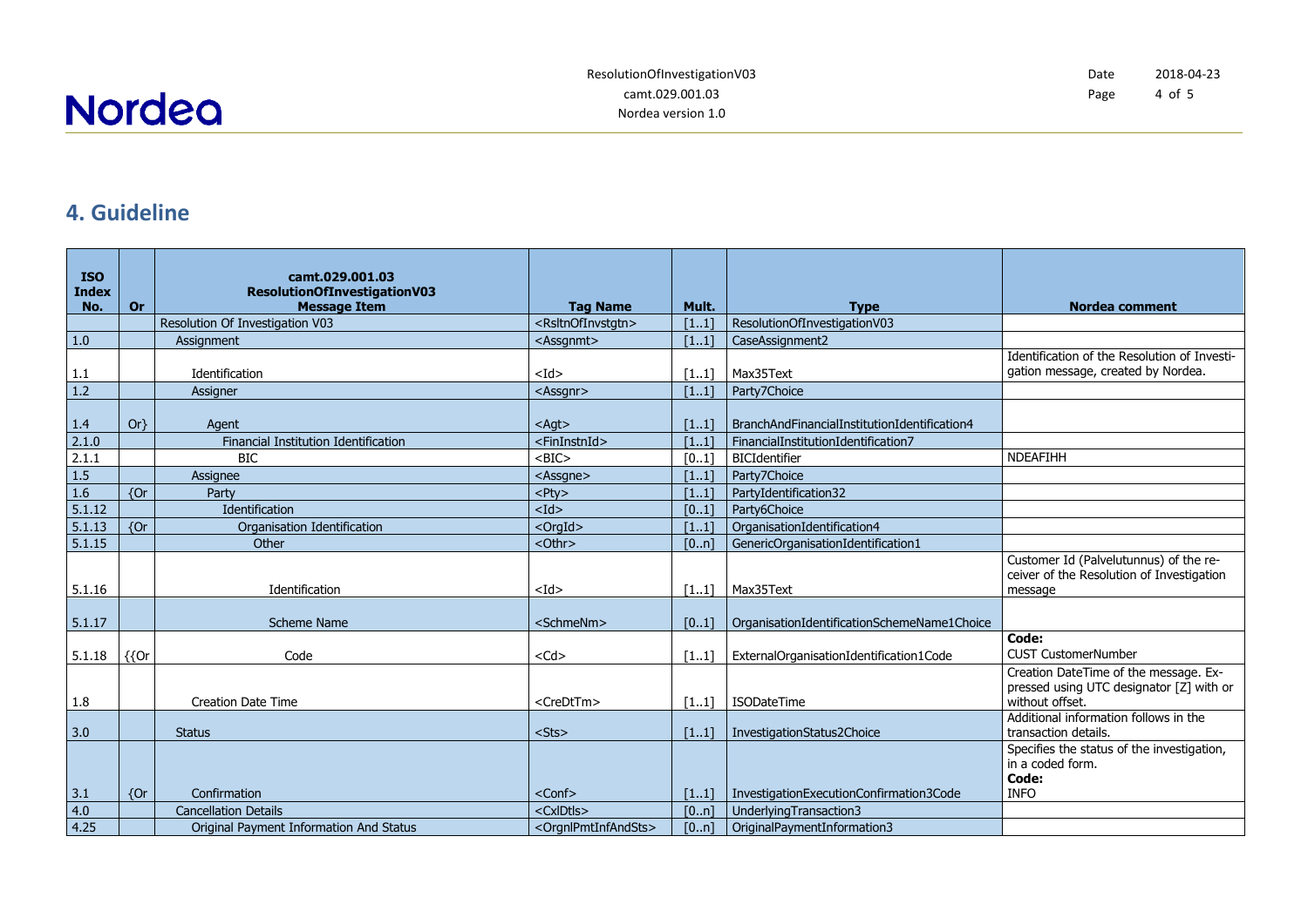## 4. Guideline

| ISO Index No. | Or | camt.029.001.03 ResolutionOfInvestigationV03 Message Item | Tag Name | Mult. | Type | Nordea comment |
|---|---|---|---|---|---|---|
| | | Resolution Of Investigation V03 | <RsltnOfInvstgtn> | [1..1] | ResolutionOfInvestigationV03 | |
| 1.0 | | Assignment | <Assgnmt> | [1..1] | CaseAssignment2 | |
| 1.1 | | Identification | <Id> | [1..1] | Max35Text | Identification of the Resolution of Investigation message, created by Nordea. |
| 1.2 | | Assigner | <Assgnr> | [1..1] | Party7Choice | |
| 1.4 | Or} | Agent | <Agt> | [1..1] | BranchAndFinancialInstitutionIdentification4 | |
| 2.1.0 | | Financial Institution Identification | <FinInstnId> | [1..1] | FinancialInstitutionIdentification7 | |
| 2.1.1 | | BIC | <BIC> | [0..1] | BICIdentifier | NDEAFIHH |
| 1.5 | | Assignee | <Assgne> | [1..1] | Party7Choice | |
| 1.6 | {Or | Party | <Pty> | [1..1] | PartyIdentification32 | |
| 5.1.12 | | Identification | <Id> | [0..1] | Party6Choice | |
| 5.1.13 | {Or | Organisation Identification | <OrgId> | [1..1] | OrganisationIdentification4 | |
| 5.1.15 | | Other | <Othr> | [0..n] | GenericOrganisationIdentification1 | |
| 5.1.16 | | Identification | <Id> | [1..1] | Max35Text | Customer Id (Palvelutunnus) of the receiver of the Resolution of Investigation message |
| 5.1.17 | | Scheme Name | <SchmeNm> | [0..1] | OrganisationIdentificationSchemeName1Choice | |
| 5.1.18 | {{Or | Code | <Cd> | [1..1] | ExternalOrganisationIdentification1Code | **Code:** CUST CustomerNumber |
| 1.8 | | Creation Date Time | <CreDtTm> | [1..1] | ISODateTime | Creation DateTime of the message. Expressed using UTC designator [Z] with or without offset. |
| 3.0 | | Status | <Sts> | [1..1] | InvestigationStatus2Choice | Additional information follows in the transaction details. |
| 3.1 | {Or | Confirmation | <Conf> | [1..1] | InvestigationExecutionConfirmation3Code | Specifies the status of the investigation, in a coded form. **Code:** INFO |
| 4.0 | | Cancellation Details | <CxlDtls> | [0..n] | UnderlyingTransaction3 | |
| 4.25 | | Original Payment Information And Status | <OrgnlPmtInfAndSts> | [0..n] | OriginalPaymentInformation3 | |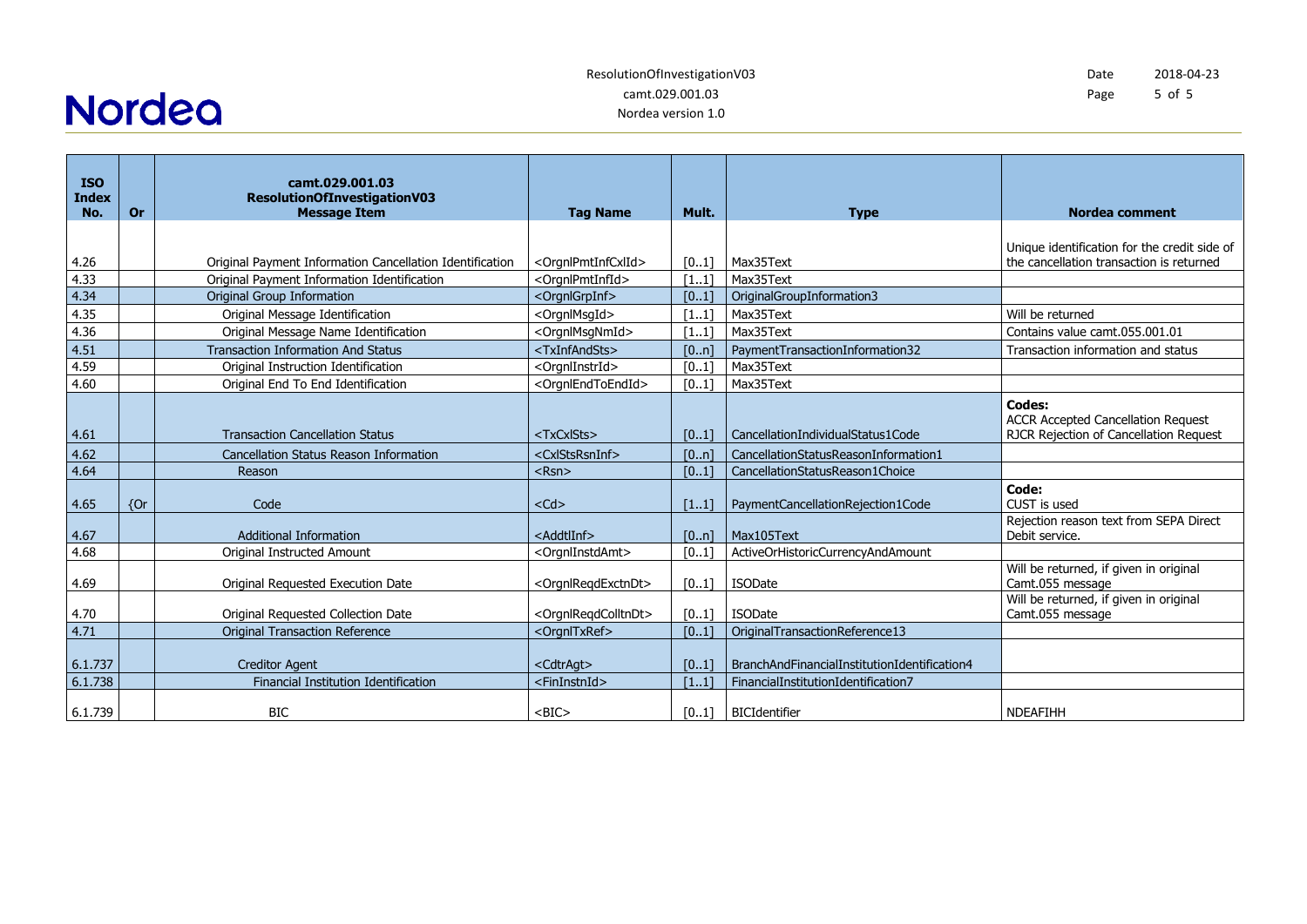| ISO Index No. | Or | camt.029.001.03 ResolutionOfInvestigationV03 Message Item | Tag Name | Mult. | Type | Nordea comment |
|---|---|---|---|---|---|---|
| 4.26 | | Original Payment Information Cancellation Identification | <OrgnlPmtInfCxlId> | [0..1] | Max35Text | Unique identification for the credit side of the cancellation transaction is returned |
| 4.33 | | Original Payment Information Identification | <OrgnlPmtInfId> | [1..1] | Max35Text | |
| 4.34 | | Original Group Information | <OrgnlGrpInf> | [0..1] | OriginalGroupInformation3 | |
| 4.35 | | Original Message Identification | <OrgnlMsgId> | [1..1] | Max35Text | Will be returned |
| 4.36 | | Original Message Name Identification | <OrgnlMsgNmId> | [1..1] | Max35Text | Contains value camt.055.001.01 |
| 4.51 | | Transaction Information And Status | <TxInfAndSts> | [0..n] | PaymentTransactionInformation32 | Transaction information and status |
| 4.59 | | Original Instruction Identification | <OrgnlInstrId> | [0..1] | Max35Text | |
| 4.60 | | Original End To End Identification | <OrgnlEndToEndId> | [0..1] | Max35Text | |
| 4.61 | | Transaction Cancellation Status | <TxCxlSts> | [0..1] | CancellationIndividualStatus1Code | **Codes:** ACCR Accepted Cancellation Request RJCR Rejection of Cancellation Request |
| 4.62 | | Cancellation Status Reason Information | <CxlStsRsnInf> | [0..n] | CancellationStatusReasonInformation1 | |
| 4.64 | | Reason | <Rsn> | [0..1] | CancellationStatusReason1Choice | |
| 4.65 | {Or | Code | <Cd> | [1..1] | PaymentCancellationRejection1Code | **Code:** CUST is used |
| 4.67 | | Additional Information | <AddtlInf> | [0..n] | Max105Text | Rejection reason text from SEPA Direct Debit service. |
| 4.68 | | Original Instructed Amount | <OrgnlInstdAmt> | [0..1] | ActiveOrHistoricCurrencyAndAmount | |
| 4.69 | | Original Requested Execution Date | <OrgnlReqdExctnDt> | [0..1] | ISODate | Will be returned, if given in original Camt.055 message |
| 4.70 | | Original Requested Collection Date | <OrgnlReqdColltnDt> | [0..1] | ISODate | Will be returned, if given in original Camt.055 message |
| 4.71 | | Original Transaction Reference | <OrgnlTxRef> | [0..1] | OriginalTransactionReference13 | |
| 6.1.737 | | Creditor Agent | <CdtrAgt> | [0..1] | BranchAndFinancialInstitutionIdentification4 | |
| 6.1.738 | | Financial Institution Identification | <FinInstnId> | [1..1] | FinancialInstitutionIdentification7 | |
| 6.1.739 | | BIC | <BIC> | [0..1] | BICIdentifier | NDEAFIHH |